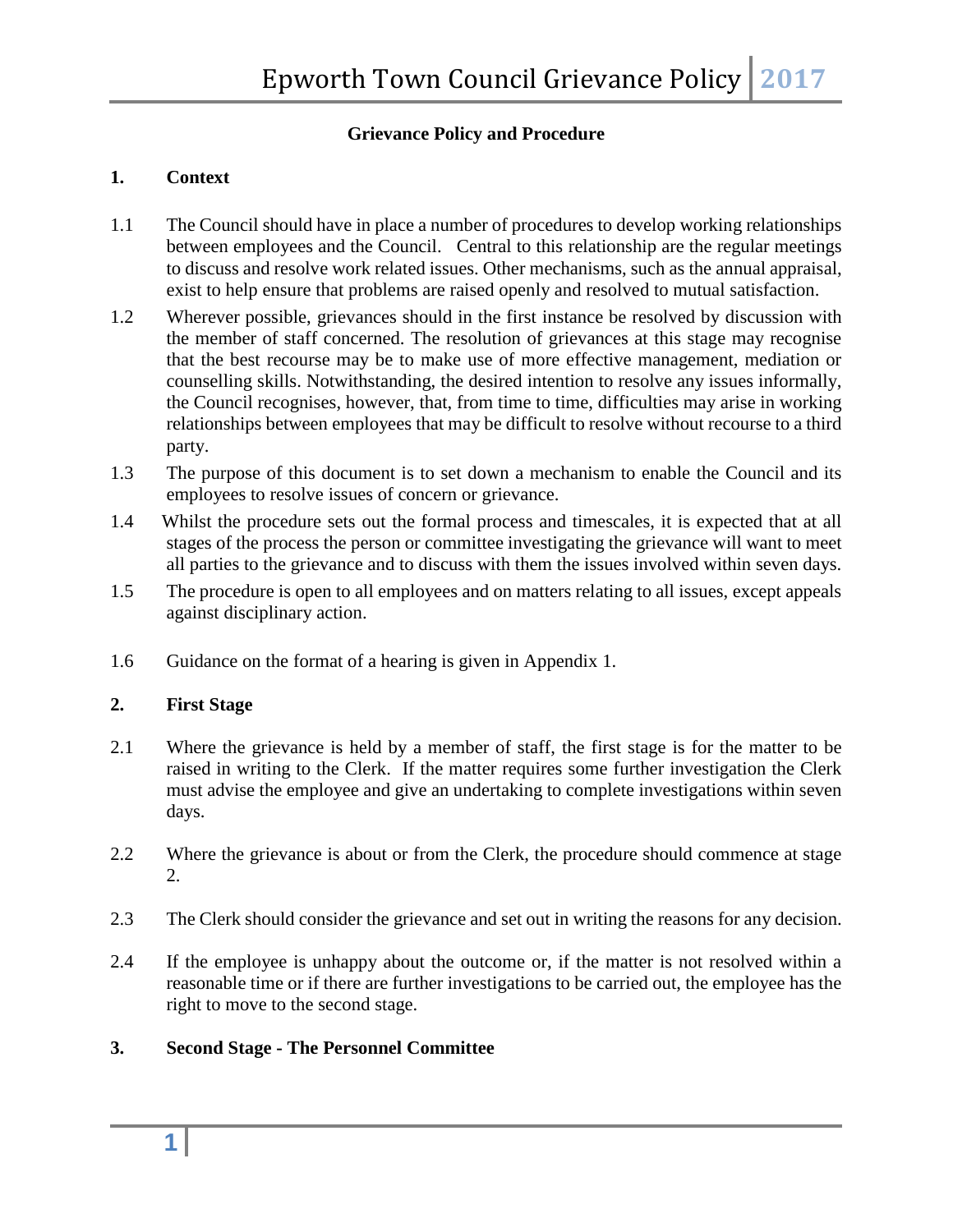## Grievance Policy and Procedure

### 1. Context

1.1 The Council should have in place a number of procedures to develop working relationships between employees and the Council. Central to this relationship are the regular meetings to discuss and resolve work related issues. Other mechanisms, such as the annual appraisal, exist to help ensure that problems are raised openly and resolved to mutual satisfaction.

1.2 Wherever possible, grievances should in the first instance be resolved by discussion with the member of staff concerned. The resolution of grievances at this stage may recognise that the best recourse may be to make use of more effective management, mediation or counselling skills. Notwithstanding, the desired intention to resolve any issues informally, the Council recognises, however, that, from time to time, difficulties may arise in working relationships between employees that may be difficult to resolve without recourse to a third party.

1.3 The purpose of this document is to set down a mechanism to enable the Council and its employees to resolve issues of concern or grievance.

1.4 Whilst the procedure sets out the formal process and timescales, it is expected that at all stages of the process the person or committee investigating the grievance will want to meet all parties to the grievance and to discuss with them the issues involved within seven days.

1.5 The procedure is open to all employees and on matters relating to all issues, except appeals against disciplinary action.

1.6 Guidance on the format of a hearing is given in Appendix 1.

### 2. First Stage

2.1 Where the grievance is held by a member of staff, the first stage is for the matter to be raised in writing to the Clerk. If the matter requires some further investigation the Clerk must advise the employee and give an undertaking to complete investigations within seven days.

2.2 Where the grievance is about or from the Clerk, the procedure should commence at stage 2.

2.3 The Clerk should consider the grievance and set out in writing the reasons for any decision.

2.4 If the employee is unhappy about the outcome or, if the matter is not resolved within a reasonable time or if there are further investigations to be carried out, the employee has the right to move to the second stage.

### 3. Second Stage - The Personnel Committee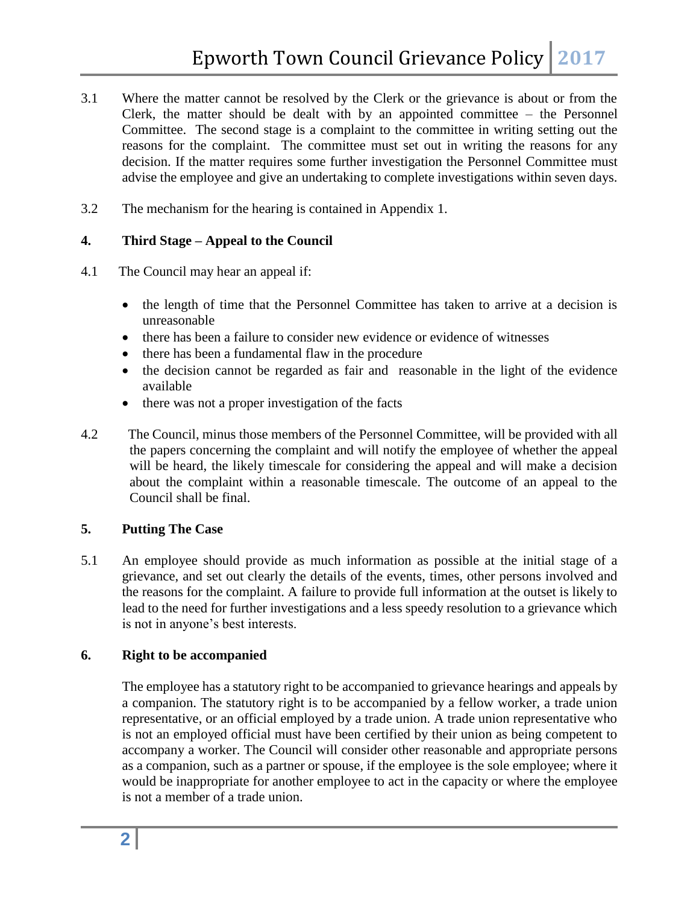3.1 Where the matter cannot be resolved by the Clerk or the grievance is about or from the Clerk, the matter should be dealt with by an appointed committee – the Personnel Committee. The second stage is a complaint to the committee in writing setting out the reasons for the complaint. The committee must set out in writing the reasons for any decision. If the matter requires some further investigation the Personnel Committee must advise the employee and give an undertaking to complete investigations within seven days.

3.2 The mechanism for the hearing is contained in Appendix 1.

## 4. Third Stage – Appeal to the Council

4.1 The Council may hear an appeal if:

- the length of time that the Personnel Committee has taken to arrive at a decision is unreasonable
- there has been a failure to consider new evidence or evidence of witnesses
- there has been a fundamental flaw in the procedure
- the decision cannot be regarded as fair and reasonable in the light of the evidence available
- there was not a proper investigation of the facts

4.2 The Council, minus those members of the Personnel Committee, will be provided with all the papers concerning the complaint and will notify the employee of whether the appeal will be heard, the likely timescale for considering the appeal and will make a decision about the complaint within a reasonable timescale. The outcome of an appeal to the Council shall be final.

## 5. Putting The Case

5.1 An employee should provide as much information as possible at the initial stage of a grievance, and set out clearly the details of the events, times, other persons involved and the reasons for the complaint. A failure to provide full information at the outset is likely to lead to the need for further investigations and a less speedy resolution to a grievance which is not in anyone's best interests.

## 6. Right to be accompanied

The employee has a statutory right to be accompanied to grievance hearings and appeals by a companion. The statutory right is to be accompanied by a fellow worker, a trade union representative, or an official employed by a trade union. A trade union representative who is not an employed official must have been certified by their union as being competent to accompany a worker. The Council will consider other reasonable and appropriate persons as a companion, such as a partner or spouse, if the employee is the sole employee; where it would be inappropriate for another employee to act in the capacity or where the employee is not a member of a trade union.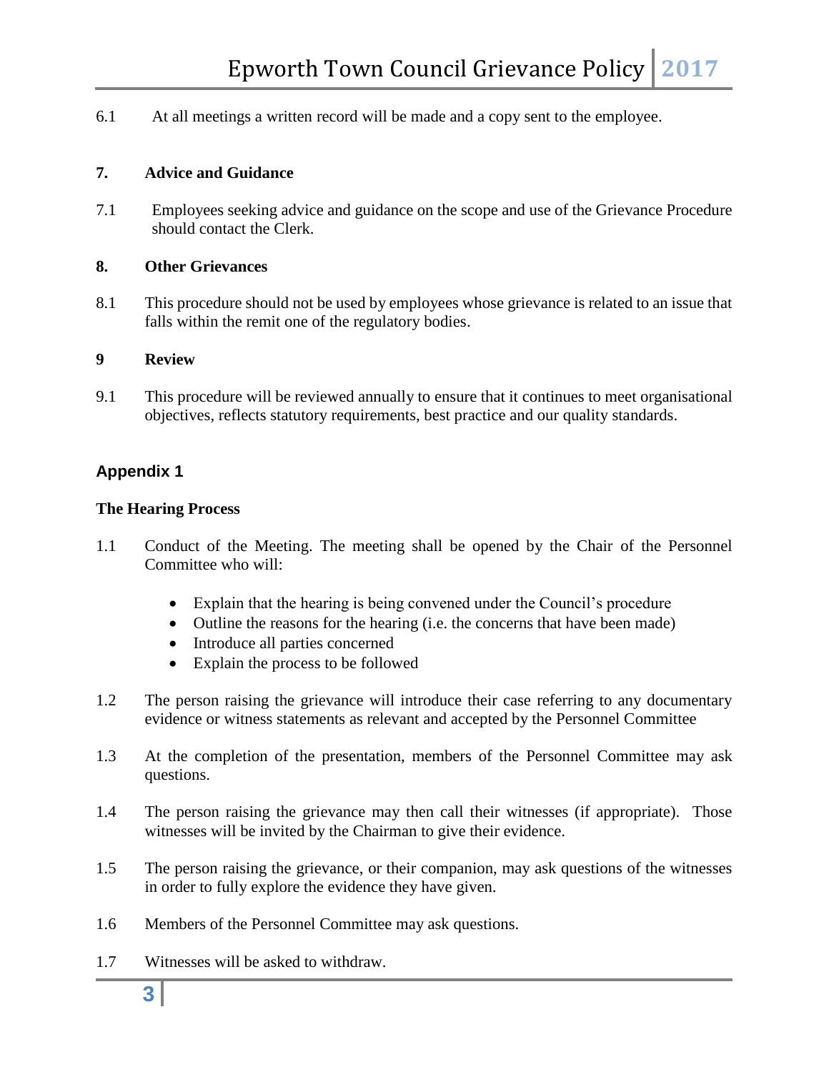6.1 At all meetings a written record will be made and a copy sent to the employee.

**7. Advice and Guidance**

7.1 Employees seeking advice and guidance on the scope and use of the Grievance Procedure should contact the Clerk.

**8. Other Grievances**

8.1 This procedure should not be used by employees whose grievance is related to an issue that falls within the remit one of the regulatory bodies.

**9 Review**

9.1 This procedure will be reviewed annually to ensure that it continues to meet organisational objectives, reflects statutory requirements, best practice and our quality standards.

## Appendix 1

**The Hearing Process**

1.1 Conduct of the Meeting. The meeting shall be opened by the Chair of the Personnel Committee who will:

- Explain that the hearing is being convened under the Council's procedure
- Outline the reasons for the hearing (i.e. the concerns that have been made)
- Introduce all parties concerned
- Explain the process to be followed

1.2 The person raising the grievance will introduce their case referring to any documentary evidence or witness statements as relevant and accepted by the Personnel Committee

1.3 At the completion of the presentation, members of the Personnel Committee may ask questions.

1.4 The person raising the grievance may then call their witnesses (if appropriate). Those witnesses will be invited by the Chairman to give their evidence.

1.5 The person raising the grievance, or their companion, may ask questions of the witnesses in order to fully explore the evidence they have given.

1.6 Members of the Personnel Committee may ask questions.

1.7 Witnesses will be asked to withdraw.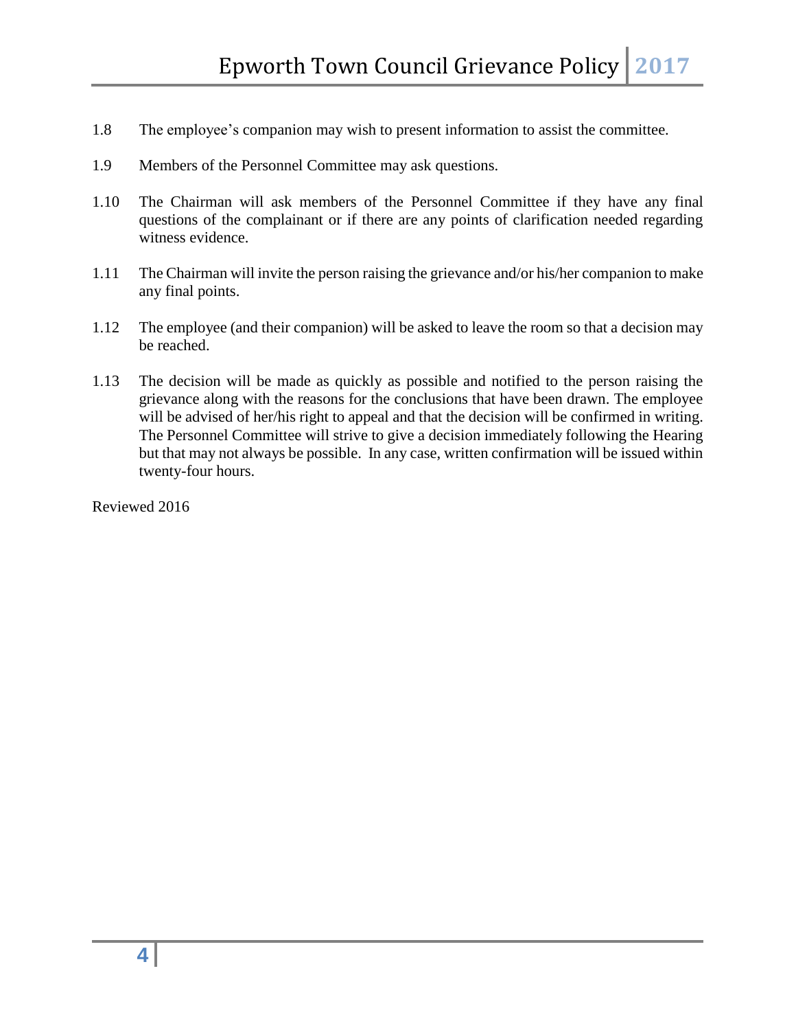1.8 The employee's companion may wish to present information to assist the committee.

1.9 Members of the Personnel Committee may ask questions.

1.10 The Chairman will ask members of the Personnel Committee if they have any final questions of the complainant or if there are any points of clarification needed regarding witness evidence.

1.11 The Chairman will invite the person raising the grievance and/or his/her companion to make any final points.

1.12 The employee (and their companion) will be asked to leave the room so that a decision may be reached.

1.13 The decision will be made as quickly as possible and notified to the person raising the grievance along with the reasons for the conclusions that have been drawn. The employee will be advised of her/his right to appeal and that the decision will be confirmed in writing. The Personnel Committee will strive to give a decision immediately following the Hearing but that may not always be possible. In any case, written confirmation will be issued within twenty-four hours.

Reviewed 2016